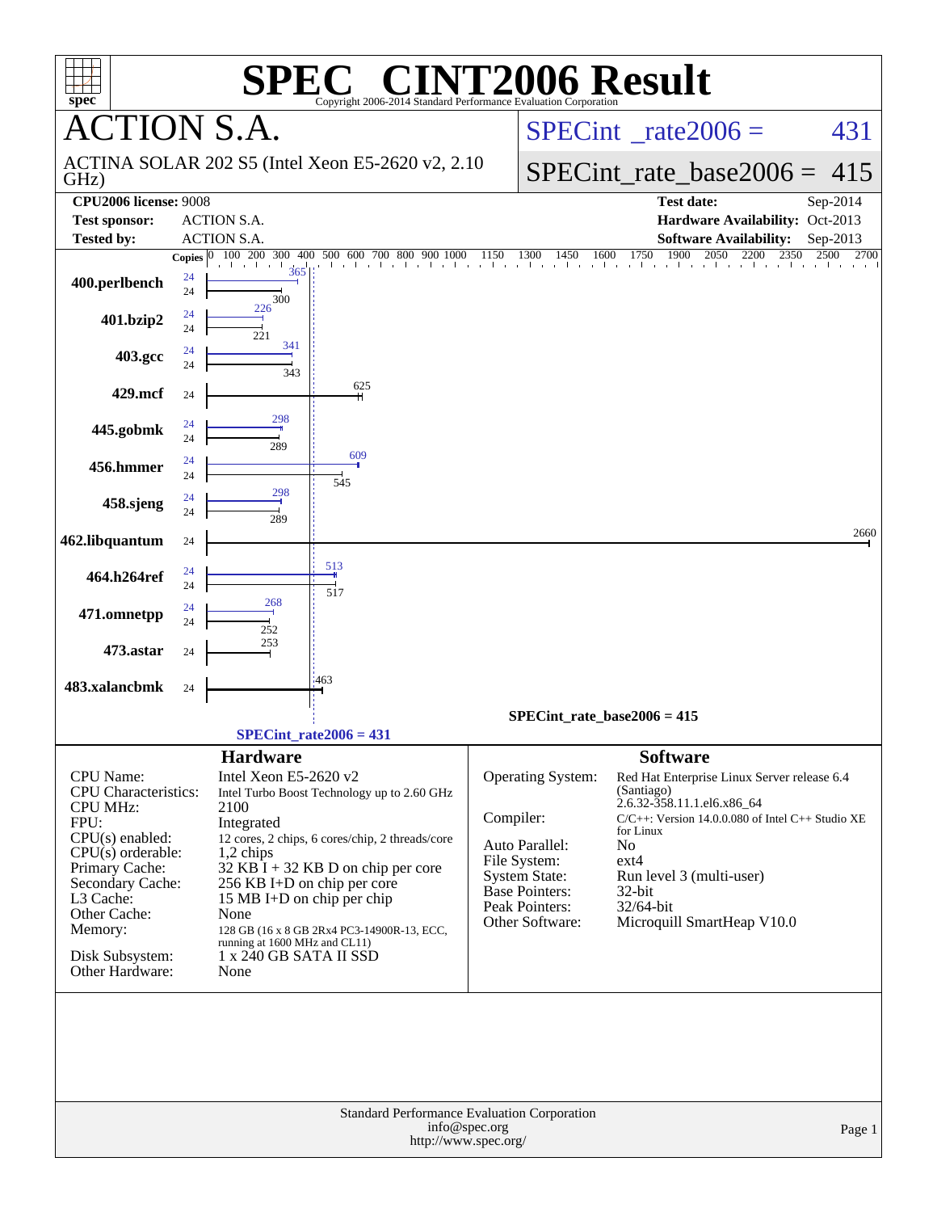# SPEC® CINT2006 Result

Copyright 2006-2014 Standard Performance Evaluation Corporation

## ACTION S.A.

ACTINA SOLAR 202 S5 (Intel Xeon E5-2620 v2, 2.10 GHz)

SPECint_rate2006 = 431

SPECint_rate_base2006 = 415

| | | | |
|---|---|---|---|
| **CPU2006 license:** 9008 | | **Test date:** | Sep-2014 |
| **Test sponsor:** | ACTION S.A. | **Hardware Availability:** | Oct-2013 |
| **Tested by:** | ACTION S.A. | **Software Availability:** | Sep-2013 |

| Benchmark | Copies (peak) | Peak | Copies (base) | Base |
|---|---|---|---|---|
| 400.perlbench | 24 | 365 | 24 | 300 |
| 401.bzip2 | 24 | 226 | 24 | 221 |
| 403.gcc | 24 | 341 | 24 | 343 |
| 429.mcf | | | 24 | 625 |
| 445.gobmk | 24 | 298 | 24 | 289 |
| 456.hmmer | 24 | 609 | 24 | 545 |
| 458.sjeng | 24 | 298 | 24 | 289 |
| 462.libquantum | | | 24 | 2660 |
| 464.h264ref | 24 | 513 | 24 | 517 |
| 471.omnetpp | 24 | 268 | 24 | 252 |
| 473.astar | | | 24 | 253 |
| 483.xalancbmk | | | 24 | 463 |

SPECint_rate_base2006 = 415

SPECint_rate2006 = 431

### Hardware

| | |
|---|---|
| CPU Name: | Intel Xeon E5-2620 v2 |
| CPU Characteristics: | Intel Turbo Boost Technology up to 2.60 GHz |
| CPU MHz: | 2100 |
| FPU: | Integrated |
| CPU(s) enabled: | 12 cores, 2 chips, 6 cores/chip, 2 threads/core |
| CPU(s) orderable: | 1,2 chips |
| Primary Cache: | 32 KB I + 32 KB D on chip per core |
| Secondary Cache: | 256 KB I+D on chip per core |
| L3 Cache: | 15 MB I+D on chip per chip |
| Other Cache: | None |
| Memory: | 128 GB (16 x 8 GB 2Rx4 PC3-14900R-13, ECC, running at 1600 MHz and CL11) |
| Disk Subsystem: | 1 x 240 GB SATA II SSD |
| Other Hardware: | None |

### Software

| | |
|---|---|
| Operating System: | Red Hat Enterprise Linux Server release 6.4 (Santiago) 2.6.32-358.11.1.el6.x86_64 |
| Compiler: | C/C++: Version 14.0.0.080 of Intel C++ Studio XE for Linux |
| Auto Parallel: | No |
| File System: | ext4 |
| System State: | Run level 3 (multi-user) |
| Base Pointers: | 32-bit |
| Peak Pointers: | 32/64-bit |
| Other Software: | Microquill SmartHeap V10.0 |

Standard Performance Evaluation Corporation
info@spec.org
http://www.spec.org/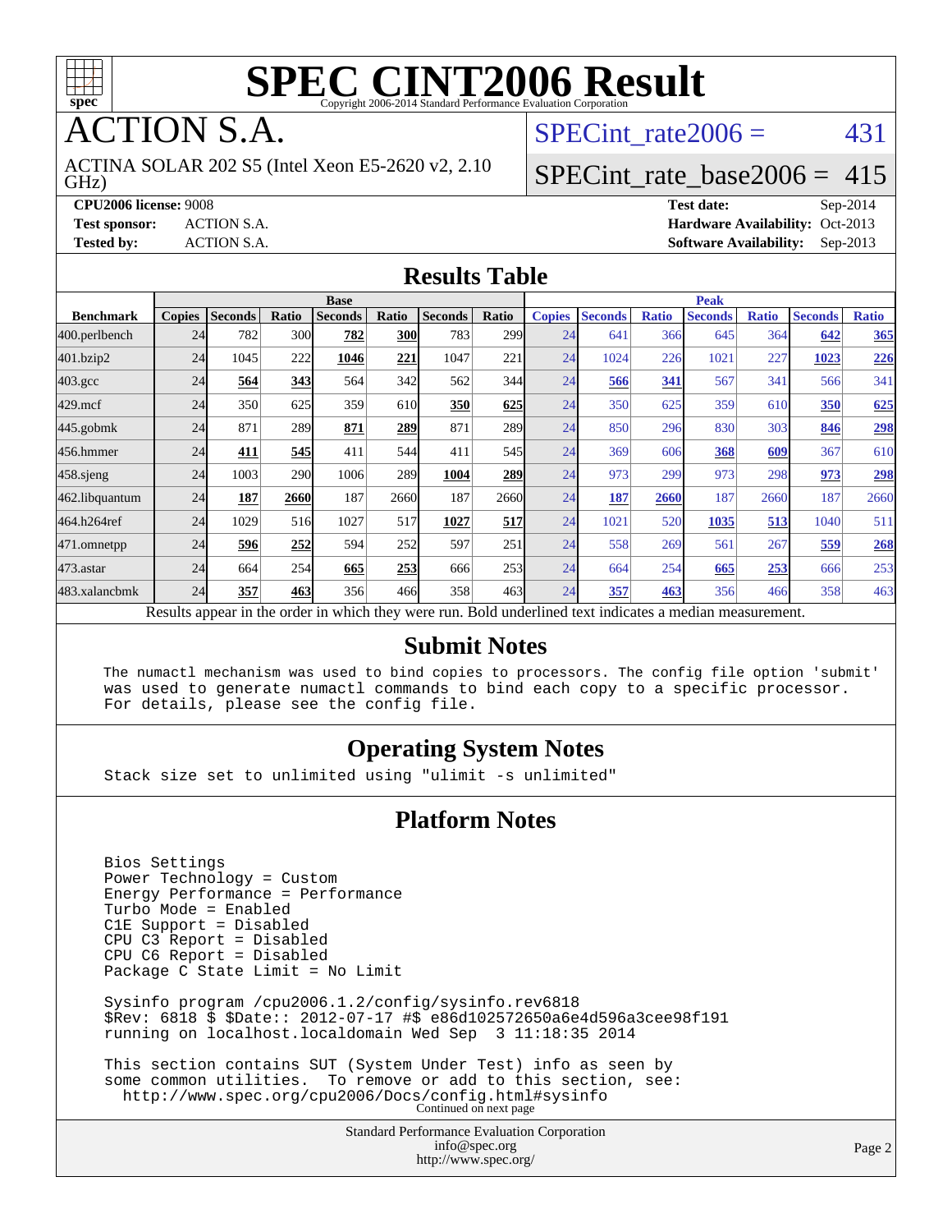# SPEC CINT2006 Result

Copyright 2006-2014 Standard Performance Evaluation Corporation

# ACTION S.A.

ACTINA SOLAR 202 S5 (Intel Xeon E5-2620 v2, 2.10 GHz)

SPECint_rate2006 = 431

SPECint_rate_base2006 = 415

**CPU2006 license:** 9008

**Test sponsor:** ACTION S.A.

**Tested by:** ACTION S.A.

**Test date:** Sep-2014

**Hardware Availability:** Oct-2013

**Software Availability:** Sep-2013

## Results Table

| Benchmark | Base | | | | | | | Peak | | | | | | |
|---|---|---|---|---|---|---|---|---|---|---|---|---|---|---|
| | Copies | Seconds | Ratio | Seconds | Ratio | Seconds | Ratio | Copies | Seconds | Ratio | Seconds | Ratio | Seconds | Ratio |
| 400.perlbench | 24 | 782 | 300 | **782** | **300** | 783 | 299 | 24 | 641 | 366 | 645 | 364 | **642** | **365** |
| 401.bzip2 | 24 | 1045 | 222 | **1046** | **221** | 1047 | 221 | 24 | 1024 | 226 | 1021 | 227 | **1023** | **226** |
| 403.gcc | 24 | **564** | **343** | 564 | 342 | 562 | 344 | 24 | **566** | **341** | 567 | 341 | 566 | 341 |
| 429.mcf | 24 | 350 | 625 | 359 | 610 | **350** | **625** | 24 | 350 | 625 | 359 | 610 | **350** | **625** |
| 445.gobmk | 24 | 871 | 289 | **871** | **289** | 871 | 289 | 24 | 850 | 296 | 830 | 303 | **846** | **298** |
| 456.hmmer | 24 | **411** | **545** | 411 | 544 | 411 | 545 | 24 | 369 | 606 | **368** | **609** | 367 | 610 |
| 458.sjeng | 24 | 1003 | 290 | 1006 | 289 | **1004** | **289** | 24 | 973 | 299 | 973 | 298 | **973** | **298** |
| 462.libquantum | 24 | **187** | **2660** | 187 | 2660 | 187 | 2660 | 24 | **187** | **2660** | 187 | 2660 | 187 | 2660 |
| 464.h264ref | 24 | 1029 | 516 | 1027 | 517 | **1027** | **517** | 24 | 1021 | 520 | **1035** | **513** | 1040 | 511 |
| 471.omnetpp | 24 | **596** | **252** | 594 | 252 | 597 | 251 | 24 | 558 | 269 | 561 | 267 | **559** | **268** |
| 473.astar | 24 | 664 | 254 | **665** | **253** | 666 | 253 | 24 | 664 | 254 | **665** | **253** | 666 | 253 |
| 483.xalancbmk | 24 | **357** | **463** | 356 | 466 | 358 | 463 | 24 | **357** | **463** | 356 | 466 | 358 | 463 |

Results appear in the order in which they were run. Bold underlined text indicates a median measurement.

## Submit Notes

```
The numactl mechanism was used to bind copies to processors. The config file option 'submit'
was used to generate numactl commands to bind each copy to a specific processor.
For details, please see the config file.
```

## Operating System Notes

```
Stack size set to unlimited using "ulimit -s unlimited"
```

## Platform Notes

```
Bios Settings
Power Technology = Custom
Energy Performance = Performance
Turbo Mode = Enabled
C1E Support = Disabled
CPU C3 Report = Disabled
CPU C6 Report = Disabled
Package C State Limit = No Limit

Sysinfo program /cpu2006.1.2/config/sysinfo.rev6818
$Rev: 6818 $ $Date:: 2012-07-17 #$ e86d102572650a6e4d596a3cee98f191
running on localhost.localdomain Wed Sep  3 11:18:35 2014

This section contains SUT (System Under Test) info as seen by
some common utilities.  To remove or add to this section, see:
  http://www.spec.org/cpu2006/Docs/config.html#sysinfo
```

Continued on next page

Standard Performance Evaluation Corporation
info@spec.org
http://www.spec.org/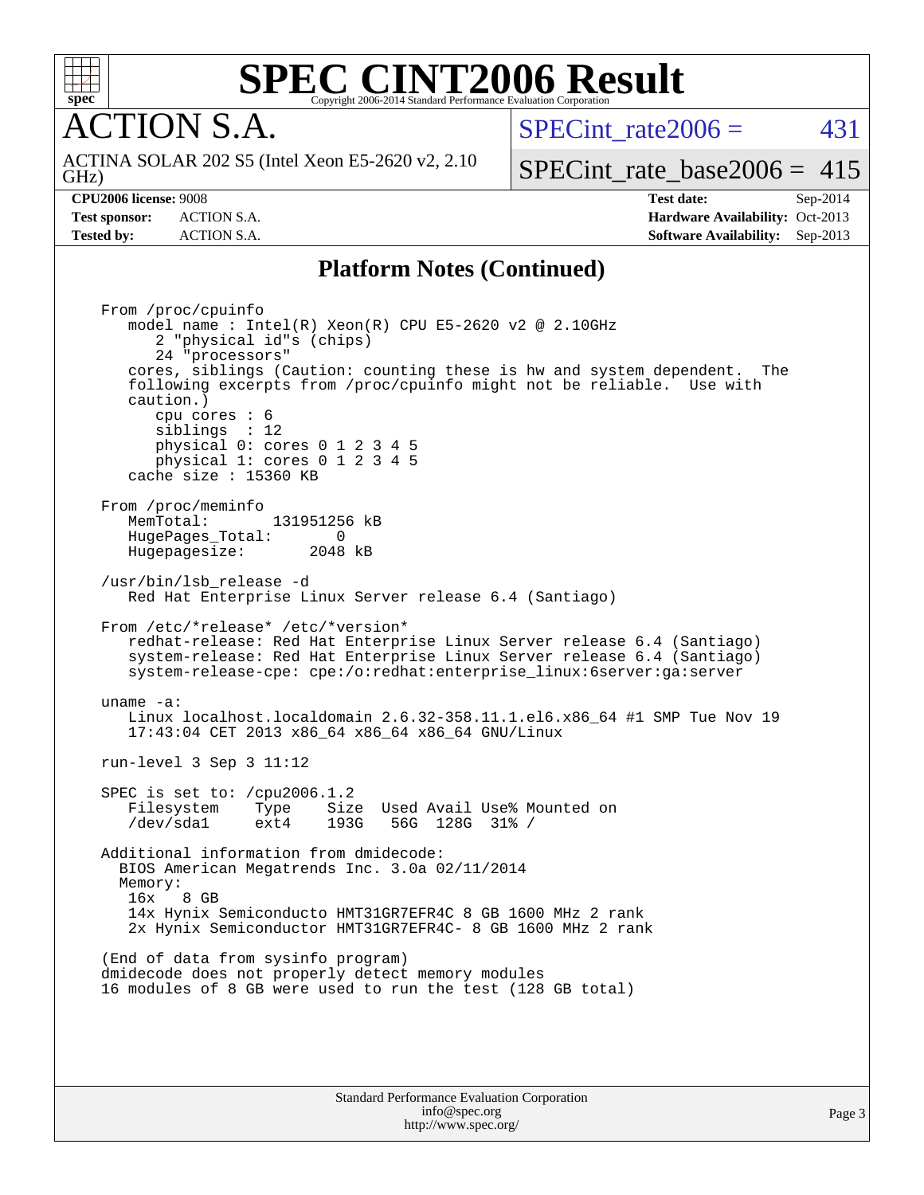## Platform Notes (Continued)

```
From /proc/cpuinfo
   model name : Intel(R) Xeon(R) CPU E5-2620 v2 @ 2.10GHz
      2 "physical id"s (chips)
      24 "processors"
   cores, siblings (Caution: counting these is hw and system dependent.  The
   following excerpts from /proc/cpuinfo might not be reliable.  Use with
   caution.)
      cpu cores : 6
      siblings  : 12
      physical 0: cores 0 1 2 3 4 5
      physical 1: cores 0 1 2 3 4 5
   cache size : 15360 KB

From /proc/meminfo
   MemTotal:       131951256 kB
   HugePages_Total:       0
   Hugepagesize:       2048 kB

/usr/bin/lsb_release -d
   Red Hat Enterprise Linux Server release 6.4 (Santiago)

From /etc/*release* /etc/*version*
   redhat-release: Red Hat Enterprise Linux Server release 6.4 (Santiago)
   system-release: Red Hat Enterprise Linux Server release 6.4 (Santiago)
   system-release-cpe: cpe:/o:redhat:enterprise_linux:6server:ga:server

uname -a:
   Linux localhost.localdomain 2.6.32-358.11.1.el6.x86_64 #1 SMP Tue Nov 19
   17:43:04 CET 2013 x86_64 x86_64 x86_64 GNU/Linux

run-level 3 Sep 3 11:12

SPEC is set to: /cpu2006.1.2
   Filesystem    Type    Size  Used Avail Use% Mounted on
   /dev/sda1     ext4    193G   56G  128G  31% /

Additional information from dmidecode:
  BIOS American Megatrends Inc. 3.0a 02/11/2014
  Memory:
   16x   8 GB
   14x Hynix Semiconducto HMT31GR7EFR4C 8 GB 1600 MHz 2 rank
   2x Hynix Semiconductor HMT31GR7EFR4C- 8 GB 1600 MHz 2 rank

(End of data from sysinfo program)
dmidecode does not properly detect memory modules
16 modules of 8 GB were used to run the test (128 GB total)
```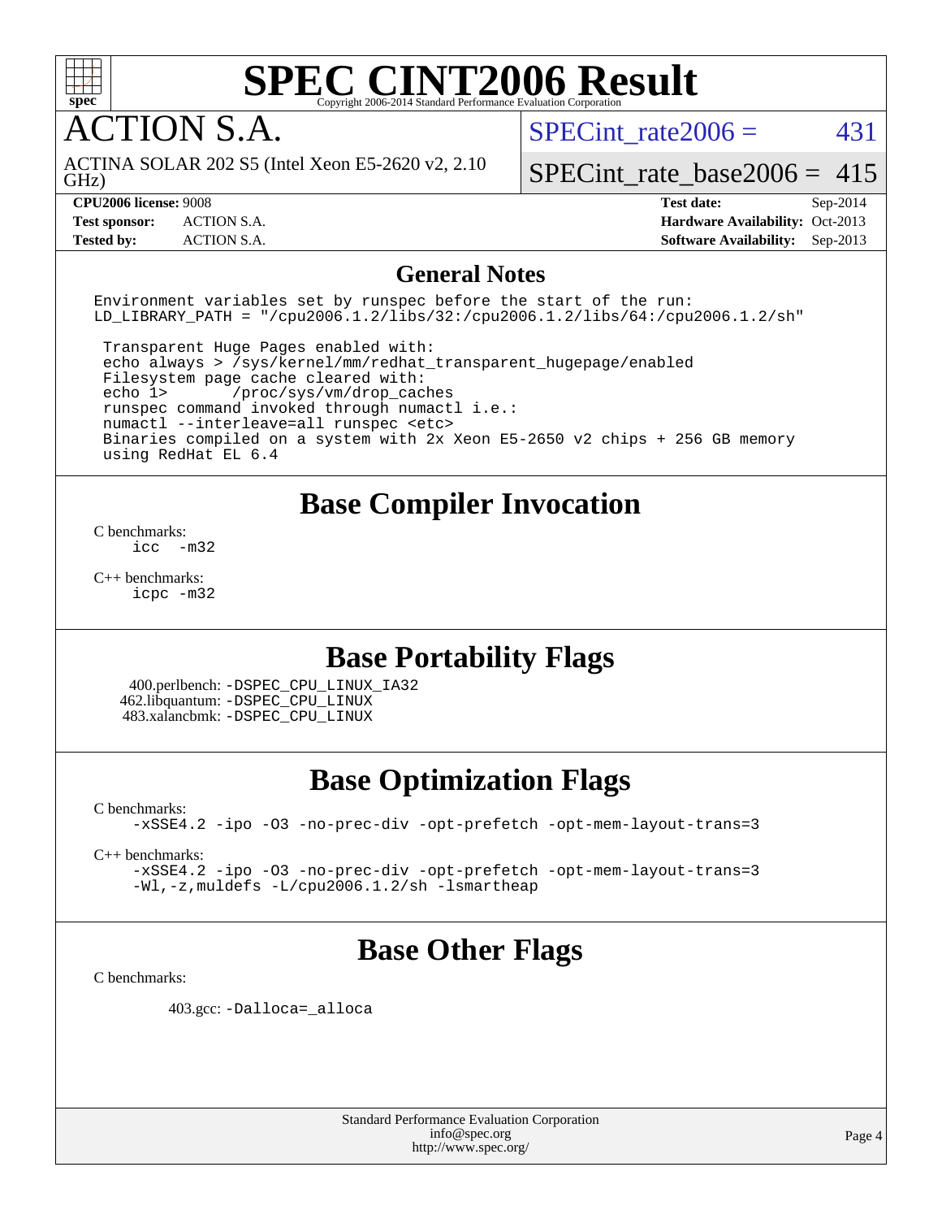# SPEC CINT2006 Result

Copyright 2006-2014 Standard Performance Evaluation Corporation

## ACTION S.A.

ACTINA SOLAR 202 S5 (Intel Xeon E5-2620 v2, 2.10 GHz)

SPECint_rate2006 = 431

SPECint_rate_base2006 = 415

**CPU2006 license:** 9008
**Test sponsor:** ACTION S.A.
**Tested by:** ACTION S.A.

**Test date:** Sep-2014
**Hardware Availability:** Oct-2013
**Software Availability:** Sep-2013

## General Notes

```
Environment variables set by runspec before the start of the run:
LD_LIBRARY_PATH = "/cpu2006.1.2/libs/32:/cpu2006.1.2/libs/64:/cpu2006.1.2/sh"

 Transparent Huge Pages enabled with:
 echo always > /sys/kernel/mm/redhat_transparent_hugepage/enabled
 Filesystem page cache cleared with:
 echo 1>       /proc/sys/vm/drop_caches
 runspec command invoked through numactl i.e.:
 numactl --interleave=all runspec <etc>
 Binaries compiled on a system with 2x Xeon E5-2650 v2 chips + 256 GB memory
 using RedHat EL 6.4
```

## Base Compiler Invocation

C benchmarks:
```
icc  -m32
```

C++ benchmarks:
```
icpc -m32
```

## Base Portability Flags

400.perlbench: -DSPEC_CPU_LINUX_IA32
462.libquantum: -DSPEC_CPU_LINUX
483.xalancbmk: -DSPEC_CPU_LINUX

## Base Optimization Flags

C benchmarks:
```
-xSSE4.2 -ipo -O3 -no-prec-div -opt-prefetch -opt-mem-layout-trans=3
```

C++ benchmarks:
```
-xSSE4.2 -ipo -O3 -no-prec-div -opt-prefetch -opt-mem-layout-trans=3
-Wl,-z,muldefs -L/cpu2006.1.2/sh -lsmartheap
```

## Base Other Flags

C benchmarks:

403.gcc: -Dalloca=_alloca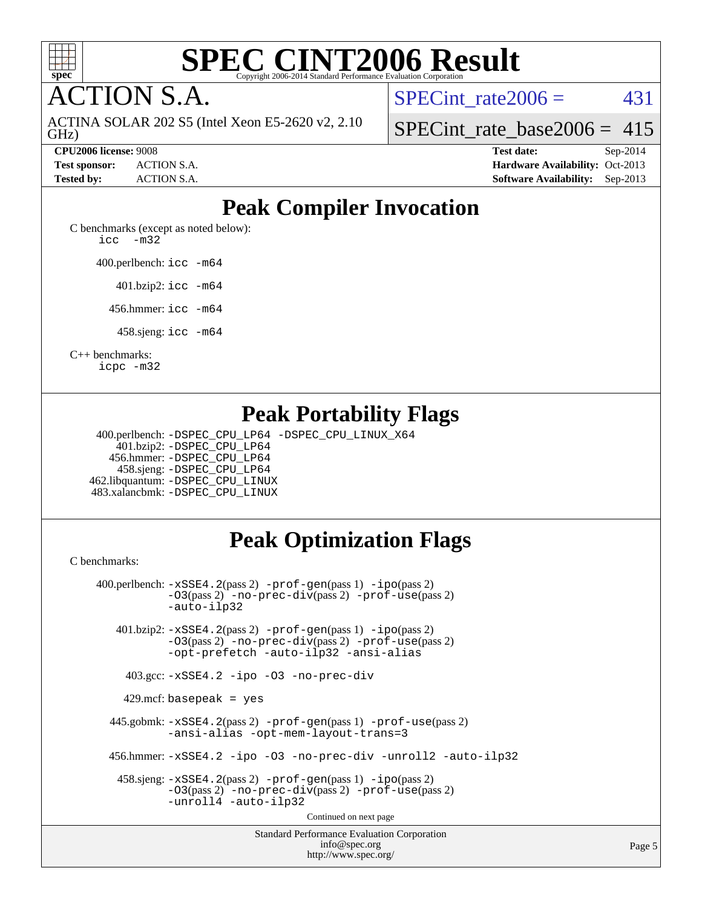# ACTION S.A.

ACTINA SOLAR 202 S5 (Intel Xeon E5-2620 v2, 2.10 GHz)

SPECint_rate2006 = 431

SPECint_rate_base2006 = 415

**CPU2006 license:** 9008
**Test sponsor:** ACTION S.A.
**Tested by:** ACTION S.A.
**Test date:** Sep-2014
**Hardware Availability:** Oct-2013
**Software Availability:** Sep-2013

## Peak Compiler Invocation

C benchmarks (except as noted below):
`icc -m32`

400.perlbench: `icc -m64`

401.bzip2: `icc -m64`

456.hmmer: `icc -m64`

458.sjeng: `icc -m64`

C++ benchmarks:
`icpc -m32`

## Peak Portability Flags

400.perlbench: `-DSPEC_CPU_LP64 -DSPEC_CPU_LINUX_X64`
401.bzip2: `-DSPEC_CPU_LP64`
456.hmmer: `-DSPEC_CPU_LP64`
458.sjeng: `-DSPEC_CPU_LP64`
462.libquantum: `-DSPEC_CPU_LINUX`
483.xalancbmk: `-DSPEC_CPU_LINUX`

## Peak Optimization Flags

C benchmarks:

400.perlbench: `-xSSE4.2`(pass 2) `-prof-gen`(pass 1) `-ipo`(pass 2) `-O3`(pass 2) `-no-prec-div`(pass 2) `-prof-use`(pass 2) `-auto-ilp32`

401.bzip2: `-xSSE4.2`(pass 2) `-prof-gen`(pass 1) `-ipo`(pass 2) `-O3`(pass 2) `-no-prec-div`(pass 2) `-prof-use`(pass 2) `-opt-prefetch -auto-ilp32 -ansi-alias`

403.gcc: `-xSSE4.2 -ipo -O3 -no-prec-div`

429.mcf: `basepeak = yes`

445.gobmk: `-xSSE4.2`(pass 2) `-prof-gen`(pass 1) `-prof-use`(pass 2) `-ansi-alias -opt-mem-layout-trans=3`

456.hmmer: `-xSSE4.2 -ipo -O3 -no-prec-div -unroll2 -auto-ilp32`

458.sjeng: `-xSSE4.2`(pass 2) `-prof-gen`(pass 1) `-ipo`(pass 2) `-O3`(pass 2) `-no-prec-div`(pass 2) `-prof-use`(pass 2) `-unroll4 -auto-ilp32`

Continued on next page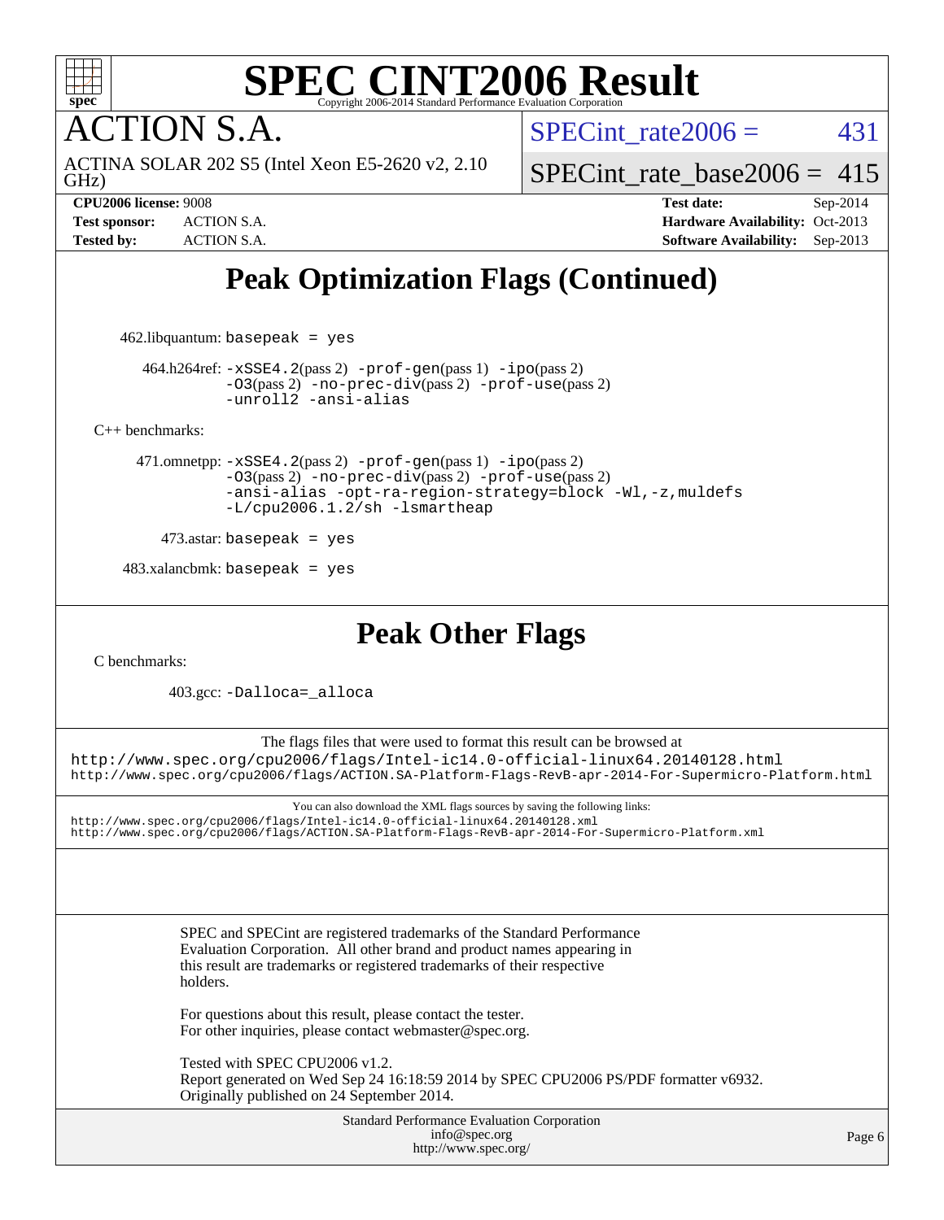# SPEC CINT2006 Result

Copyright 2006-2014 Standard Performance Evaluation Corporation

## ACTION S.A.

ACTINA SOLAR 202 S5 (Intel Xeon E5-2620 v2, 2.10 GHz)

SPECint_rate2006 = 431

SPECint_rate_base2006 = 415

**CPU2006 license:** 9008
**Test sponsor:** ACTION S.A.
**Tested by:** ACTION S.A.

**Test date:** Sep-2014
**Hardware Availability:** Oct-2013
**Software Availability:** Sep-2013

## Peak Optimization Flags (Continued)

462.libquantum: basepeak = yes

464.h264ref: -xSSE4.2(pass 2) -prof-gen(pass 1) -ipo(pass 2) -O3(pass 2) -no-prec-div(pass 2) -prof-use(pass 2) -unroll2 -ansi-alias

C++ benchmarks:

471.omnetpp: -xSSE4.2(pass 2) -prof-gen(pass 1) -ipo(pass 2) -O3(pass 2) -no-prec-div(pass 2) -prof-use(pass 2) -ansi-alias -opt-ra-region-strategy=block -Wl,-z,muldefs -L/cpu2006.1.2/sh -lsmartheap

473.astar: basepeak = yes

483.xalancbmk: basepeak = yes

## Peak Other Flags

C benchmarks:

403.gcc: -Dalloca=_alloca

The flags files that were used to format this result can be browsed at
http://www.spec.org/cpu2006/flags/Intel-ic14.0-official-linux64.20140128.html
http://www.spec.org/cpu2006/flags/ACTION.SA-Platform-Flags-RevB-apr-2014-For-Supermicro-Platform.html

You can also download the XML flags sources by saving the following links:
http://www.spec.org/cpu2006/flags/Intel-ic14.0-official-linux64.20140128.xml
http://www.spec.org/cpu2006/flags/ACTION.SA-Platform-Flags-RevB-apr-2014-For-Supermicro-Platform.xml

SPEC and SPECint are registered trademarks of the Standard Performance Evaluation Corporation. All other brand and product names appearing in this result are trademarks or registered trademarks of their respective holders.

For questions about this result, please contact the tester.
For other inquiries, please contact webmaster@spec.org.

Tested with SPEC CPU2006 v1.2.
Report generated on Wed Sep 24 16:18:59 2014 by SPEC CPU2006 PS/PDF formatter v6932.
Originally published on 24 September 2014.

Standard Performance Evaluation Corporation
info@spec.org
http://www.spec.org/